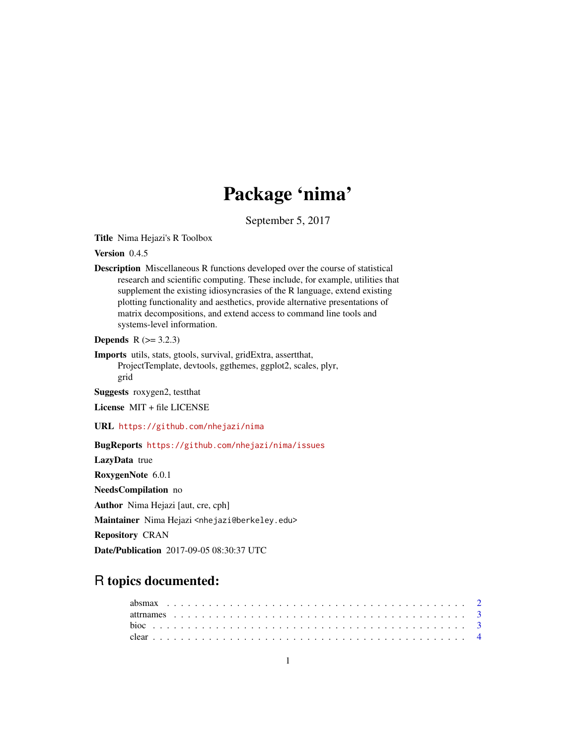# Package 'nima'

September 5, 2017

**Title** Nima Hejazi's R Toolbox

**Version** 0.4.5

**Description** Miscellaneous R functions developed over the course of statistical research and scientific computing. These include, for example, utilities that supplement the existing idiosyncrasies of the R language, extend existing plotting functionality and aesthetics, provide alternative presentations of matrix decompositions, and extend access to command line tools and systems-level information.

**Depends** R (>= 3.2.3)

**Imports** utils, stats, gtools, survival, gridExtra, assertthat, ProjectTemplate, devtools, ggthemes, ggplot2, scales, plyr, grid

**Suggests** roxygen2, testthat

**License** MIT + file LICENSE

**URL** https://github.com/nhejazi/nima

**BugReports** https://github.com/nhejazi/nima/issues

**LazyData** true

**RoxygenNote** 6.0.1

**NeedsCompilation** no

**Author** Nima Hejazi [aut, cre, cph]

**Maintainer** Nima Hejazi <nhejazi@berkeley.edu>

**Repository** CRAN

**Date/Publication** 2017-09-05 08:30:37 UTC

## R topics documented:

absmax . . . . . . . . . . . . . . . . . . . . . . . . . . . . . . . . . . . . . . . . . 2
attrnames . . . . . . . . . . . . . . . . . . . . . . . . . . . . . . . . . . . . . . . 3
bioc . . . . . . . . . . . . . . . . . . . . . . . . . . . . . . . . . . . . . . . . . . 3
clear . . . . . . . . . . . . . . . . . . . . . . . . . . . . . . . . . . . . . . . . . . 4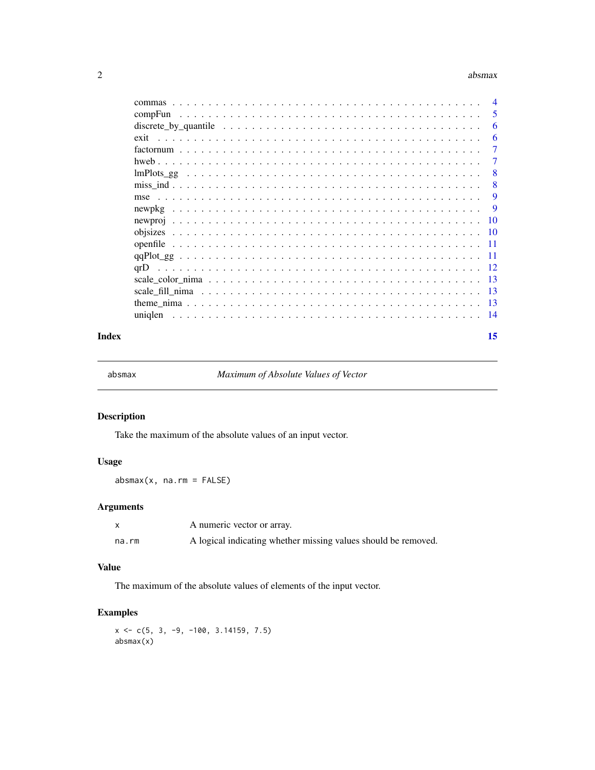| | |
|---|---|
| commas | 4 |
| compFun | 5 |
| discrete_by_quantile | 6 |
| exit | 6 |
| factornum | 7 |
| hweb | 7 |
| lmPlots_gg | 8 |
| miss_ind | 8 |
| mse | 9 |
| newpkg | 9 |
| newproj | 10 |
| objsizes | 10 |
| openfile | 11 |
| qqPlot_gg | 11 |
| qrD | 12 |
| scale_color_nima | 13 |
| scale_fill_nima | 13 |
| theme_nima | 13 |
| uniqlen | 14 |

**Index** **15**

---

`absmax` *Maximum of Absolute Values of Vector*

---

## Description

Take the maximum of the absolute values of an input vector.

## Usage

```
absmax(x, na.rm = FALSE)
```

## Arguments

| | |
|---|---|
| `x` | A numeric vector or array. |
| `na.rm` | A logical indicating whether missing values should be removed. |

## Value

The maximum of the absolute values of elements of the input vector.

## Examples

```
x <- c(5, 3, -9, -100, 3.14159, 7.5)
absmax(x)
```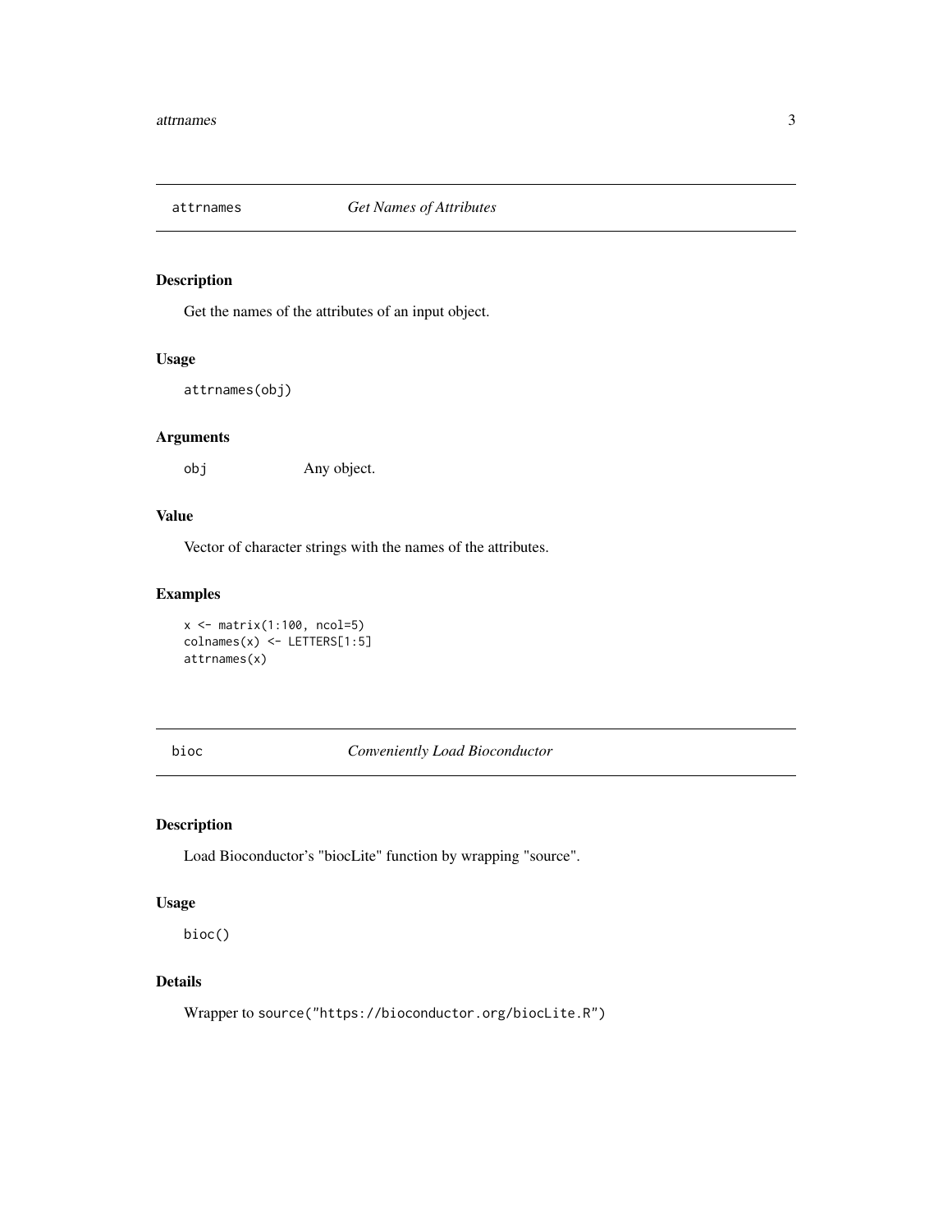## attrnames *Get Names of Attributes*

### Description

Get the names of the attributes of an input object.

### Usage

```
attrnames(obj)
```

### Arguments

| | |
|---|---|
| obj | Any object. |

### Value

Vector of character strings with the names of the attributes.

### Examples

```
x <- matrix(1:100, ncol=5)
colnames(x) <- LETTERS[1:5]
attrnames(x)
```

## bioc *Conveniently Load Bioconductor*

### Description

Load Bioconductor's "biocLite" function by wrapping "source".

### Usage

```
bioc()
```

### Details

Wrapper to `source("https://bioconductor.org/biocLite.R")`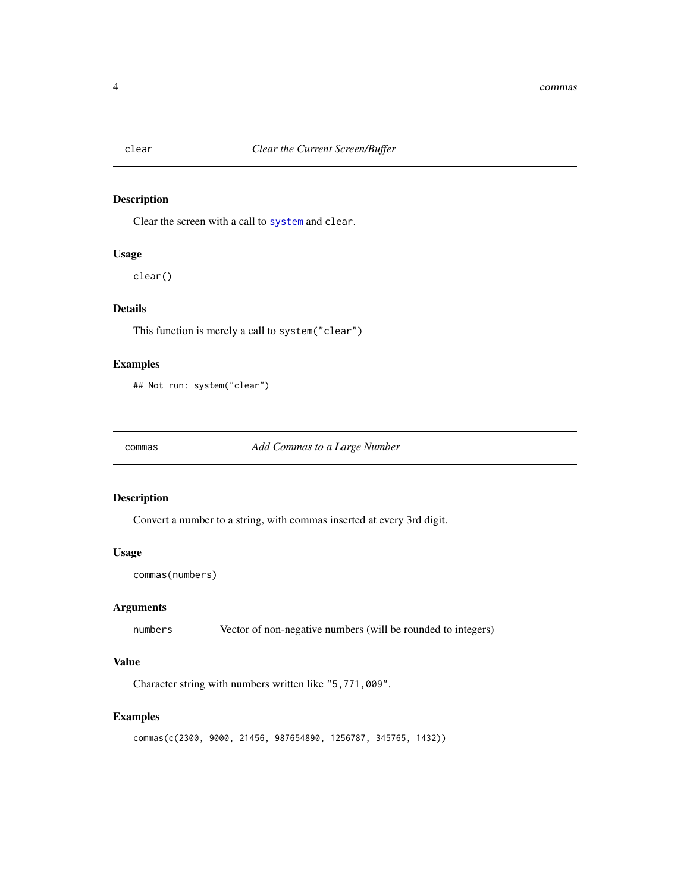## clear — *Clear the Current Screen/Buffer*

### Description

Clear the screen with a call to `system` and `clear`.

### Usage

```
clear()
```

### Details

This function is merely a call to `system("clear")`

### Examples

```
## Not run: system("clear")
```

## commas — *Add Commas to a Large Number*

### Description

Convert a number to a string, with commas inserted at every 3rd digit.

### Usage

```
commas(numbers)
```

### Arguments

| | |
|---|---|
| `numbers` | Vector of non-negative numbers (will be rounded to integers) |

### Value

Character string with numbers written like `"5,771,009"`.

### Examples

```
commas(c(2300, 9000, 21456, 987654890, 1256787, 345765, 1432))
```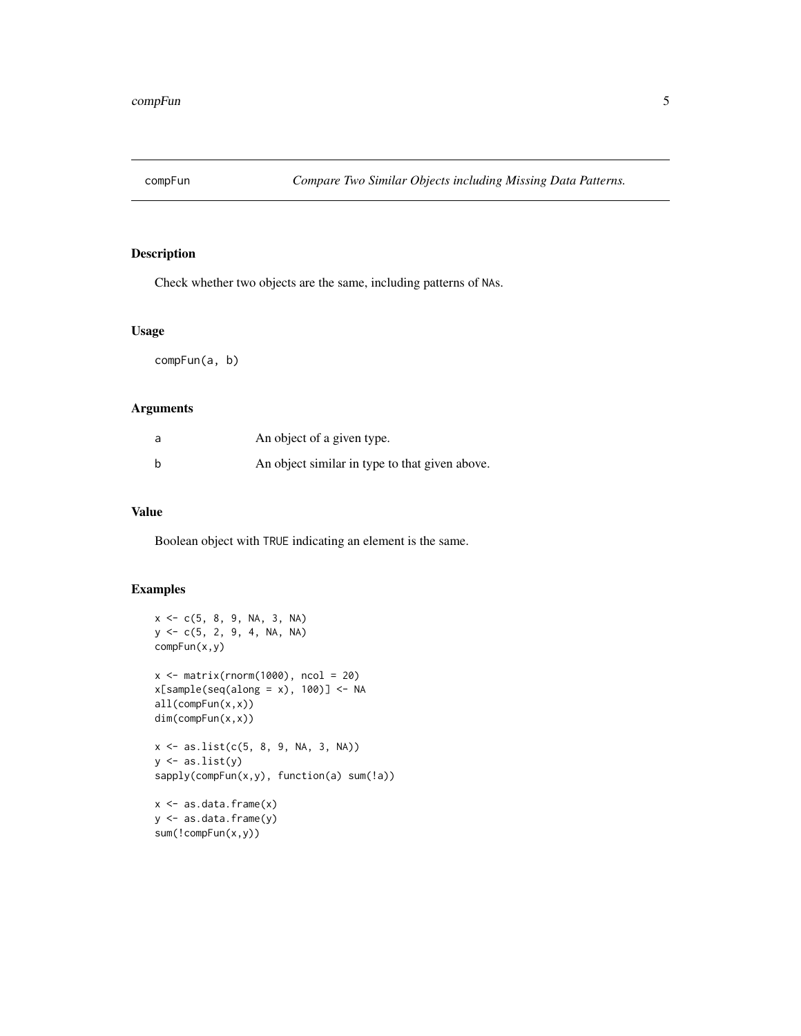compFun *Compare Two Similar Objects including Missing Data Patterns.*

## Description

Check whether two objects are the same, including patterns of NAs.

## Usage

```
compFun(a, b)
```

## Arguments

| | |
|---|---|
| a | An object of a given type. |
| b | An object similar in type to that given above. |

## Value

Boolean object with TRUE indicating an element is the same.

## Examples

```
x <- c(5, 8, 9, NA, 3, NA)
y <- c(5, 2, 9, 4, NA, NA)
compFun(x,y)

x <- matrix(rnorm(1000), ncol = 20)
x[sample(seq(along = x), 100)] <- NA
all(compFun(x,x))
dim(compFun(x,x))

x <- as.list(c(5, 8, 9, NA, 3, NA))
y <- as.list(y)
sapply(compFun(x,y), function(a) sum(!a))

x <- as.data.frame(x)
y <- as.data.frame(y)
sum(!compFun(x,y))
```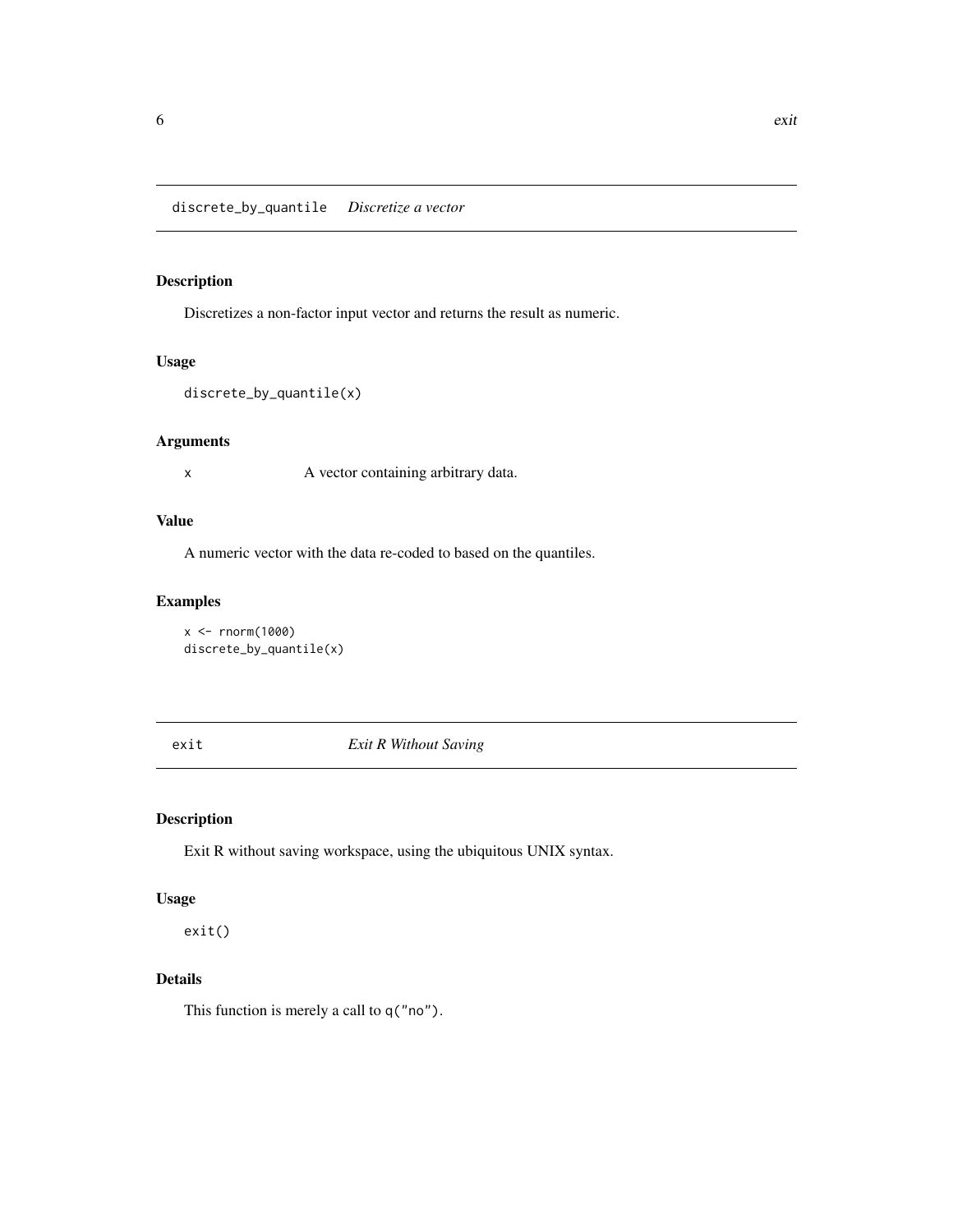## discrete_by_quantile *Discretize a vector*

### Description

Discretizes a non-factor input vector and returns the result as numeric.

### Usage

```
discrete_by_quantile(x)
```

### Arguments

| | |
|---|---|
| x | A vector containing arbitrary data. |

### Value

A numeric vector with the data re-coded to based on the quantiles.

### Examples

```
x <- rnorm(1000)
discrete_by_quantile(x)
```

## exit *Exit R Without Saving*

### Description

Exit R without saving workspace, using the ubiquitous UNIX syntax.

### Usage

```
exit()
```

### Details

This function is merely a call to `q("no")`.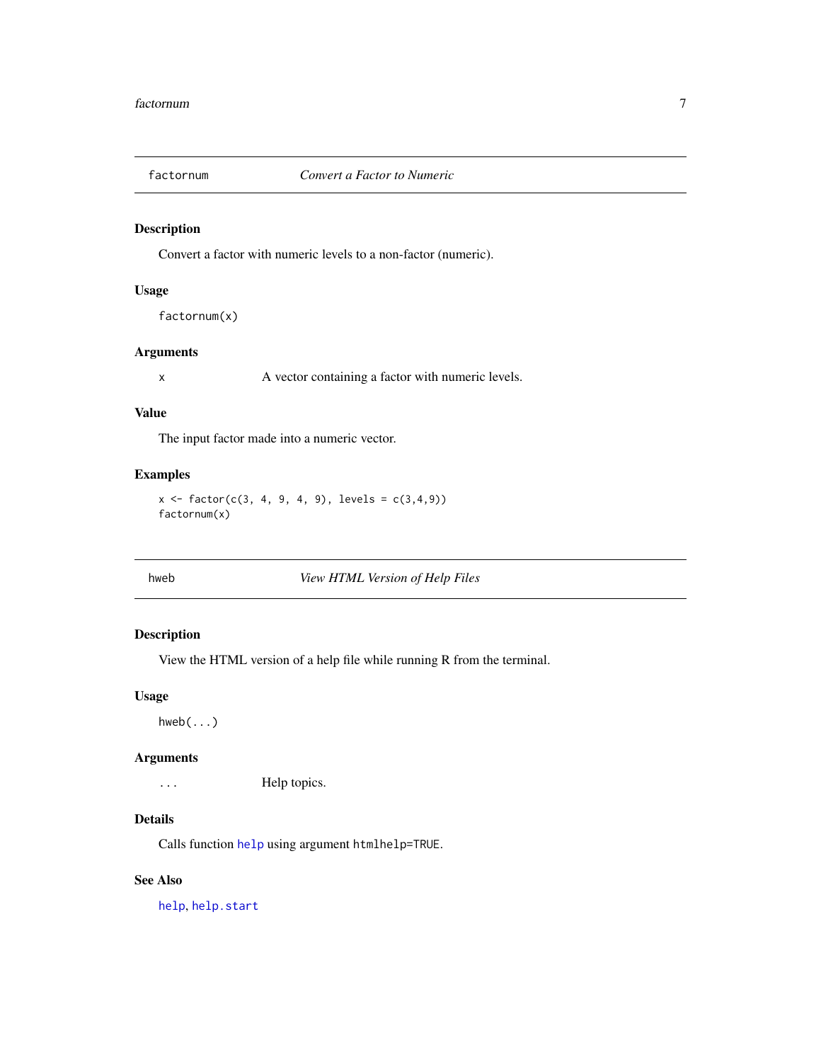## factornum — *Convert a Factor to Numeric*

### Description

Convert a factor with numeric levels to a non-factor (numeric).

### Usage

```
factornum(x)
```

### Arguments

| | |
|---|---|
| `x` | A vector containing a factor with numeric levels. |

### Value

The input factor made into a numeric vector.

### Examples

```
x <- factor(c(3, 4, 9, 4, 9), levels = c(3,4,9))
factornum(x)
```

## hweb — *View HTML Version of Help Files*

### Description

View the HTML version of a help file while running R from the terminal.

### Usage

```
hweb(...)
```

### Arguments

| | |
|---|---|
| `...` | Help topics. |

### Details

Calls function `help` using argument `htmlhelp=TRUE`.

### See Also

`help`, `help.start`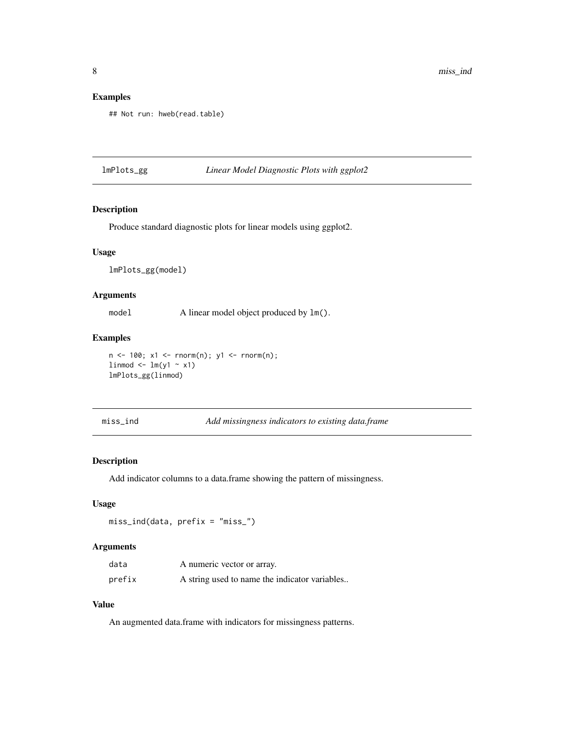## Examples

```
## Not run: hweb(read.table)
```

---

## lmPlots_gg — *Linear Model Diagnostic Plots with ggplot2*

### Description

Produce standard diagnostic plots for linear models using ggplot2.

### Usage

```
lmPlots_gg(model)
```

### Arguments

| | |
|---|---|
| model | A linear model object produced by `lm()`. |

### Examples

```
n <- 100; x1 <- rnorm(n); y1 <- rnorm(n);
linmod <- lm(y1 ~ x1)
lmPlots_gg(linmod)
```

---

## miss_ind — *Add missingness indicators to existing data.frame*

### Description

Add indicator columns to a data.frame showing the pattern of missingness.

### Usage

```
miss_ind(data, prefix = "miss_")
```

### Arguments

| | |
|---|---|
| data | A numeric vector or array. |
| prefix | A string used to name the indicator variables.. |

### Value

An augmented data.frame with indicators for missingness patterns.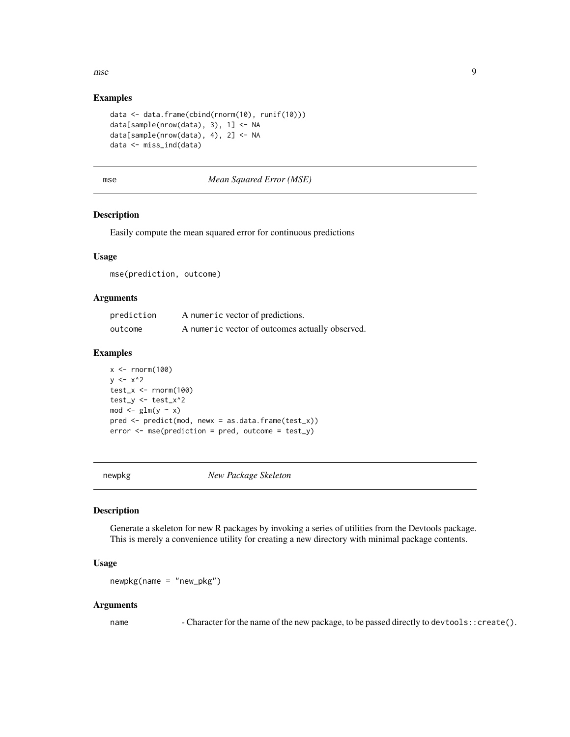### Examples

```
data <- data.frame(cbind(rnorm(10), runif(10)))
data[sample(nrow(data), 3), 1] <- NA
data[sample(nrow(data), 4), 2] <- NA
data <- miss_ind(data)
```

---

## mse — *Mean Squared Error (MSE)*

### Description

Easily compute the mean squared error for continuous predictions

### Usage

```
mse(prediction, outcome)
```

### Arguments

| | |
|---|---|
| prediction | A `numeric` vector of predictions. |
| outcome | A `numeric` vector of outcomes actually observed. |

### Examples

```
x <- rnorm(100)
y <- x^2
test_x <- rnorm(100)
test_y <- test_x^2
mod <- glm(y ~ x)
pred <- predict(mod, newx = as.data.frame(test_x))
error <- mse(prediction = pred, outcome = test_y)
```

---

## newpkg — *New Package Skeleton*

### Description

Generate a skeleton for new R packages by invoking a series of utilities from the Devtools package. This is merely a convenience utility for creating a new directory with minimal package contents.

### Usage

```
newpkg(name = "new_pkg")
```

### Arguments

| | |
|---|---|
| name | - Character for the name of the new package, to be passed directly to `devtools::create()`. |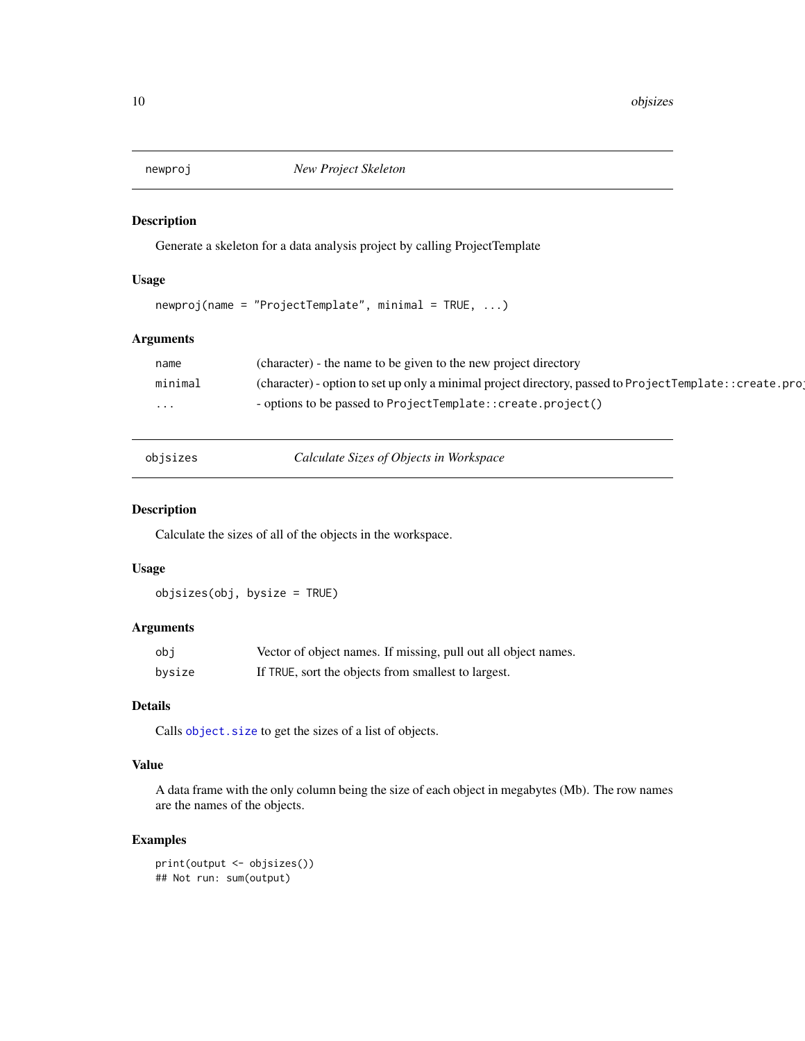## newproj — *New Project Skeleton*

### Description

Generate a skeleton for a data analysis project by calling ProjectTemplate

### Usage

```
newproj(name = "ProjectTemplate", minimal = TRUE, ...)
```

### Arguments

| | |
|---|---|
| `name` | (character) - the name to be given to the new project directory |
| `minimal` | (character) - option to set up only a minimal project directory, passed to `ProjectTemplate::create.proj` |
| `...` | - options to be passed to `ProjectTemplate::create.project()` |

## objsizes — *Calculate Sizes of Objects in Workspace*

### Description

Calculate the sizes of all of the objects in the workspace.

### Usage

```
objsizes(obj, bysize = TRUE)
```

### Arguments

| | |
|---|---|
| `obj` | Vector of object names. If missing, pull out all object names. |
| `bysize` | If `TRUE`, sort the objects from smallest to largest. |

### Details

Calls `object.size` to get the sizes of a list of objects.

### Value

A data frame with the only column being the size of each object in megabytes (Mb). The row names are the names of the objects.

### Examples

```
print(output <- objsizes())
## Not run: sum(output)
```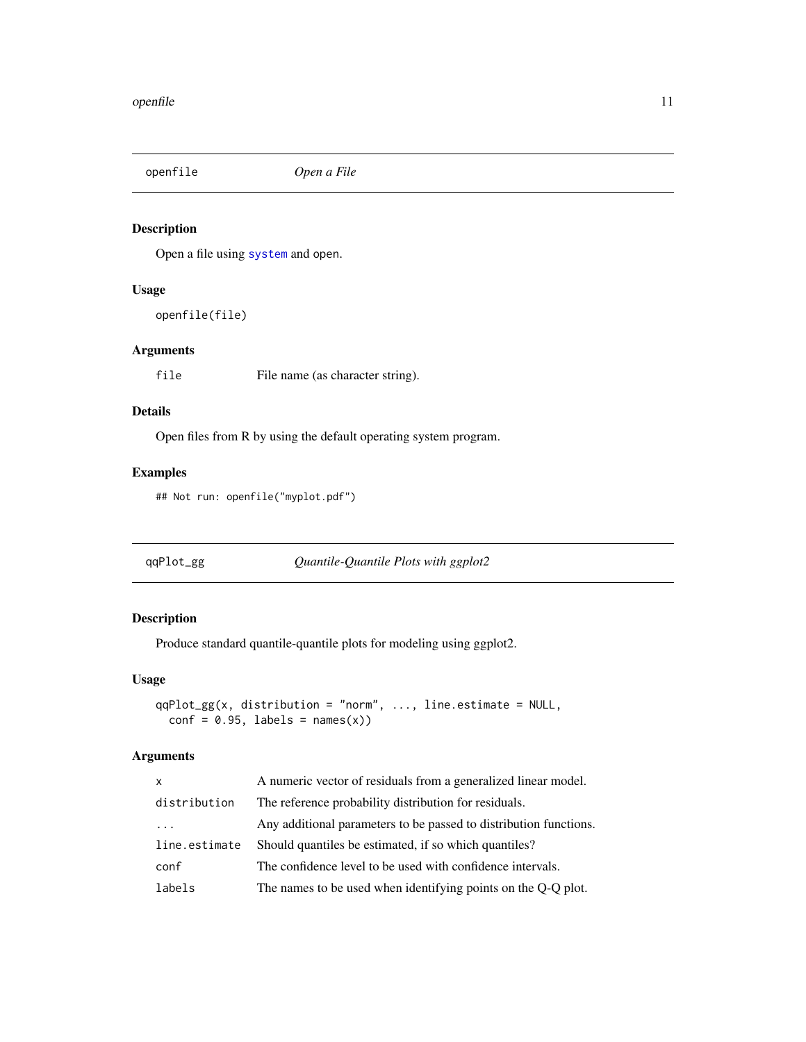## openfile — *Open a File*

### Description

Open a file using `system` and `open`.

### Usage

```
openfile(file)
```

### Arguments

| | |
|---|---|
| `file` | File name (as character string). |

### Details

Open files from R by using the default operating system program.

### Examples

```
## Not run: openfile("myplot.pdf")
```

## qqPlot_gg — *Quantile-Quantile Plots with ggplot2*

### Description

Produce standard quantile-quantile plots for modeling using ggplot2.

### Usage

```
qqPlot_gg(x, distribution = "norm", ..., line.estimate = NULL,
  conf = 0.95, labels = names(x))
```

### Arguments

| | |
|---|---|
| `x` | A numeric vector of residuals from a generalized linear model. |
| `distribution` | The reference probability distribution for residuals. |
| `...` | Any additional parameters to be passed to distribution functions. |
| `line.estimate` | Should quantiles be estimated, if so which quantiles? |
| `conf` | The confidence level to be used with confidence intervals. |
| `labels` | The names to be used when identifying points on the Q-Q plot. |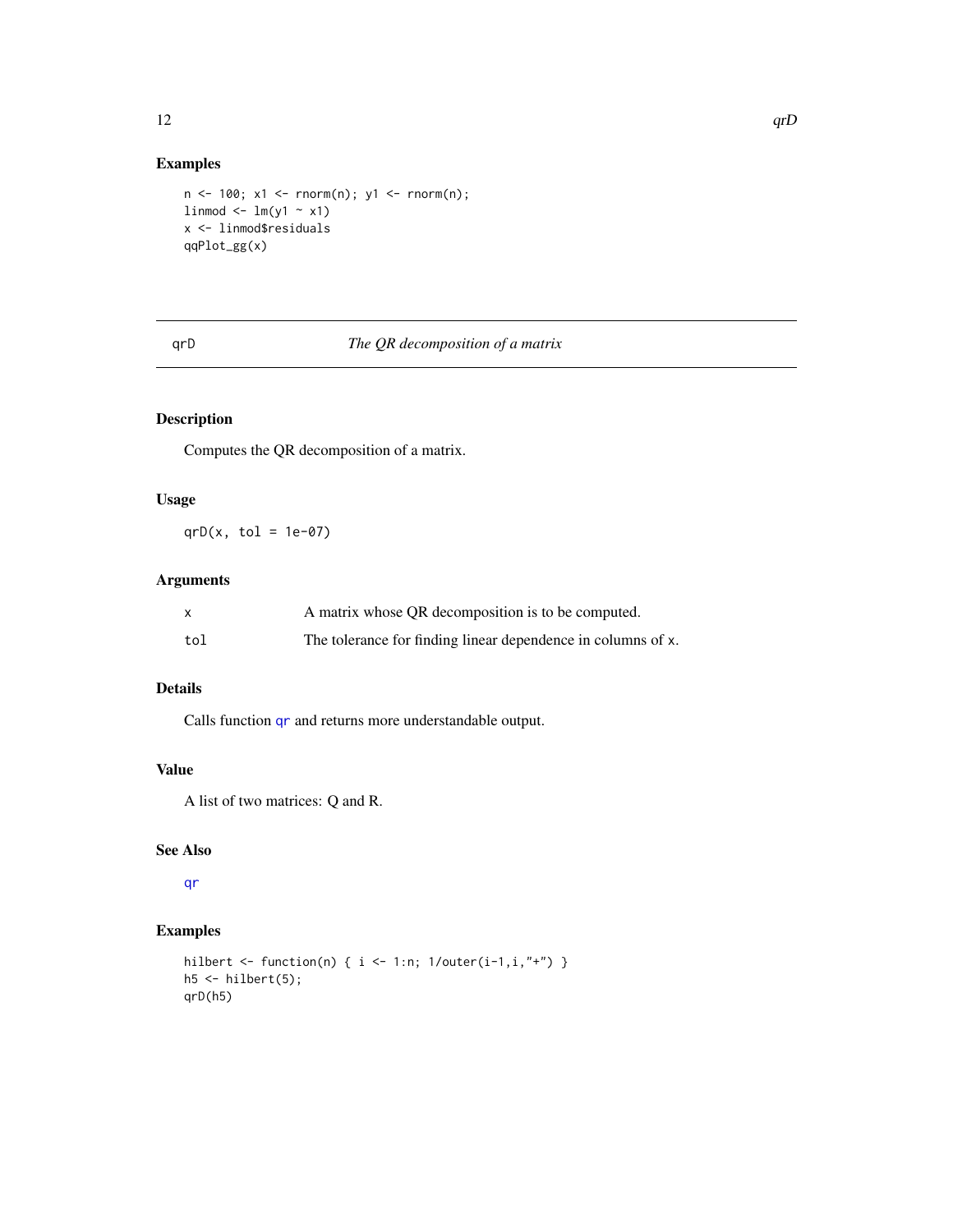## Examples

```
n <- 100; x1 <- rnorm(n); y1 <- rnorm(n);
linmod <- lm(y1 ~ x1)
x <- linmod$residuals
qqPlot_gg(x)
```

---

# qrD — *The QR decomposition of a matrix*

---

## Description

Computes the QR decomposition of a matrix.

## Usage

```
qrD(x, tol = 1e-07)
```

## Arguments

| | |
|---|---|
| x | A matrix whose QR decomposition is to be computed. |
| tol | The tolerance for finding linear dependence in columns of x. |

## Details

Calls function qr and returns more understandable output.

## Value

A list of two matrices: Q and R.

## See Also

qr

## Examples

```
hilbert <- function(n) { i <- 1:n; 1/outer(i-1,i,"+") }
h5 <- hilbert(5);
qrD(h5)
```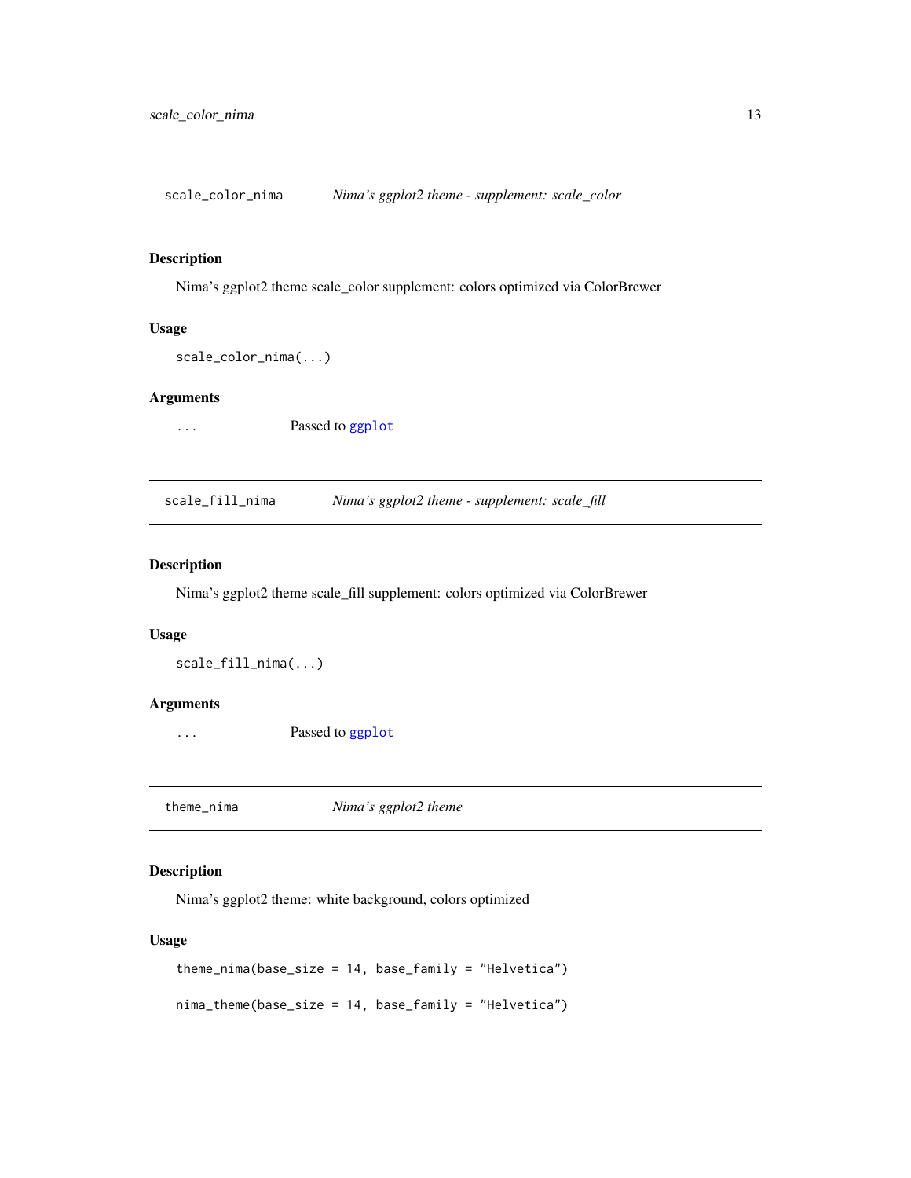## scale_color_nima — *Nima's ggplot2 theme - supplement: scale_color*

### Description

Nima's ggplot2 theme scale_color supplement: colors optimized via ColorBrewer

### Usage

```
scale_color_nima(...)
```

### Arguments

| | |
|---|---|
| ... | Passed to ggplot |

## scale_fill_nima — *Nima's ggplot2 theme - supplement: scale_fill*

### Description

Nima's ggplot2 theme scale_fill supplement: colors optimized via ColorBrewer

### Usage

```
scale_fill_nima(...)
```

### Arguments

| | |
|---|---|
| ... | Passed to ggplot |

## theme_nima — *Nima's ggplot2 theme*

### Description

Nima's ggplot2 theme: white background, colors optimized

### Usage

```
theme_nima(base_size = 14, base_family = "Helvetica")

nima_theme(base_size = 14, base_family = "Helvetica")
```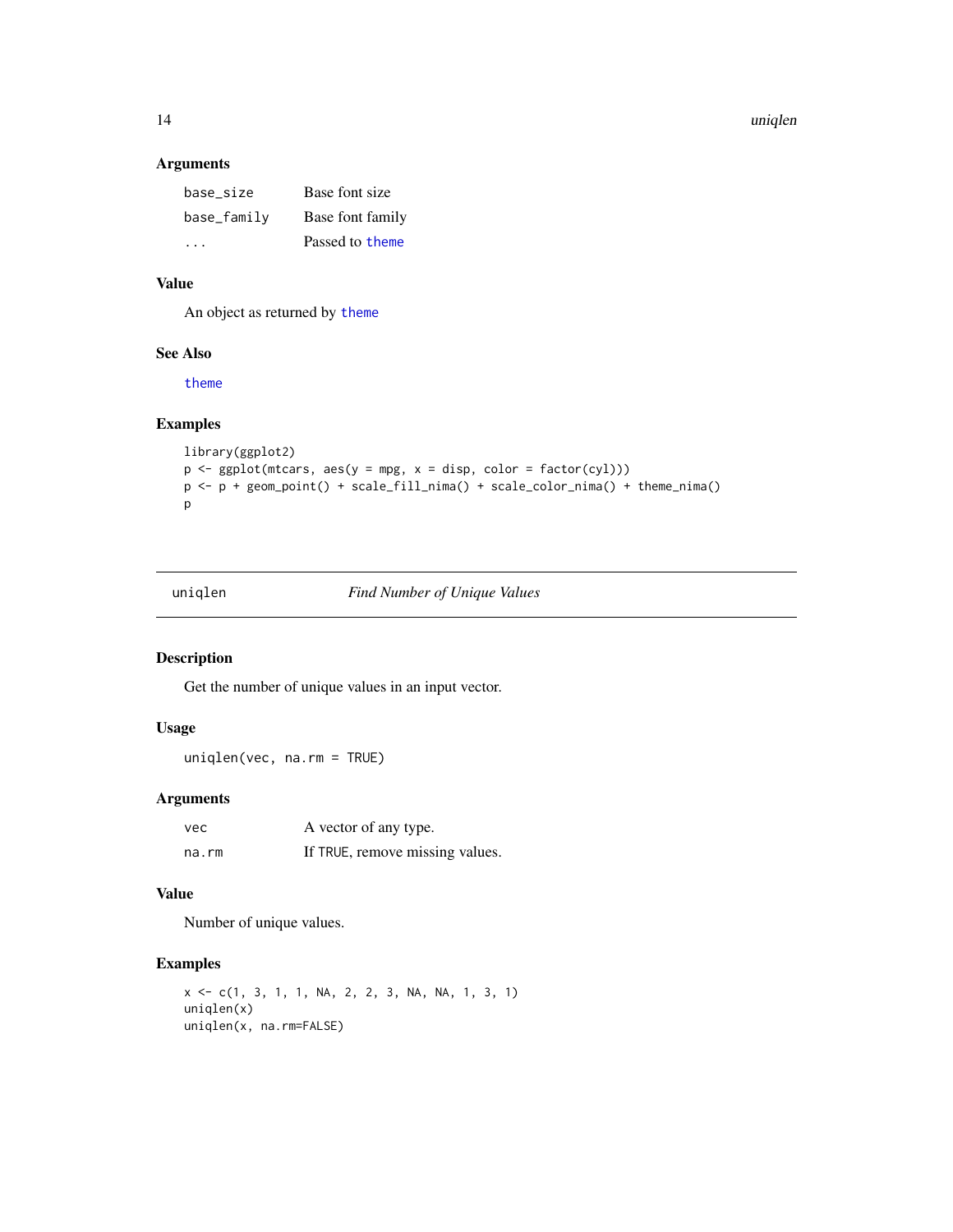### Arguments

| | |
|---|---|
| base_size | Base font size |
| base_family | Base font family |
| ... | Passed to theme |

### Value

An object as returned by theme

### See Also

theme

### Examples

```
library(ggplot2)
p <- ggplot(mtcars, aes(y = mpg, x = disp, color = factor(cyl)))
p <- p + geom_point() + scale_fill_nima() + scale_color_nima() + theme_nima()
p
```

---

## uniqlen *Find Number of Unique Values*

### Description

Get the number of unique values in an input vector.

### Usage

```
uniqlen(vec, na.rm = TRUE)
```

### Arguments

| | |
|---|---|
| vec | A vector of any type. |
| na.rm | If TRUE, remove missing values. |

### Value

Number of unique values.

### Examples

```
x <- c(1, 3, 1, 1, NA, 2, 2, 3, NA, NA, 1, 3, 1)
uniqlen(x)
uniqlen(x, na.rm=FALSE)
```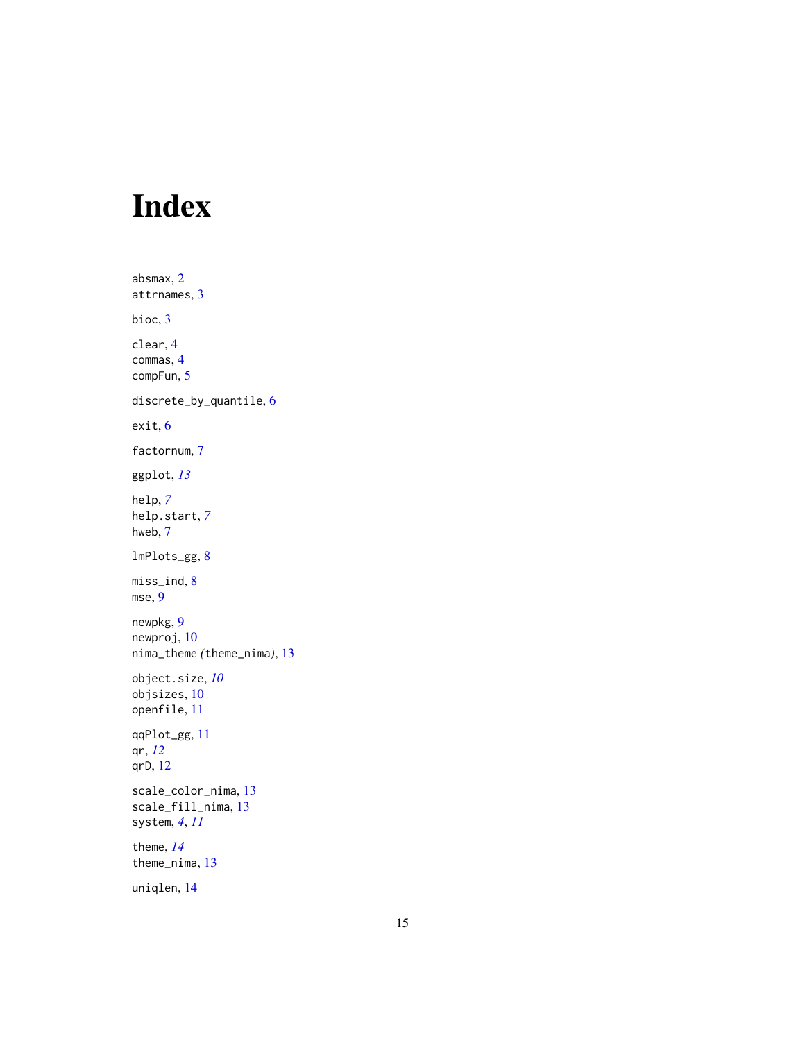# Index

absmax, 2
attrnames, 3

bioc, 3

clear, 4
commas, 4
compFun, 5

discrete_by_quantile, 6

exit, 6

factornum, 7

ggplot, *13*

help, *7*
help.start, *7*
hweb, 7

lmPlots_gg, 8

miss_ind, 8
mse, 9

newpkg, 9
newproj, 10
nima_theme *(*theme_nima*)*, 13

object.size, *10*
objsizes, 10
openfile, 11

qqPlot_gg, 11
qr, *12*
qrD, 12

scale_color_nima, 13
scale_fill_nima, 13
system, *4*, *11*

theme, *14*
theme_nima, 13

uniqlen, 14